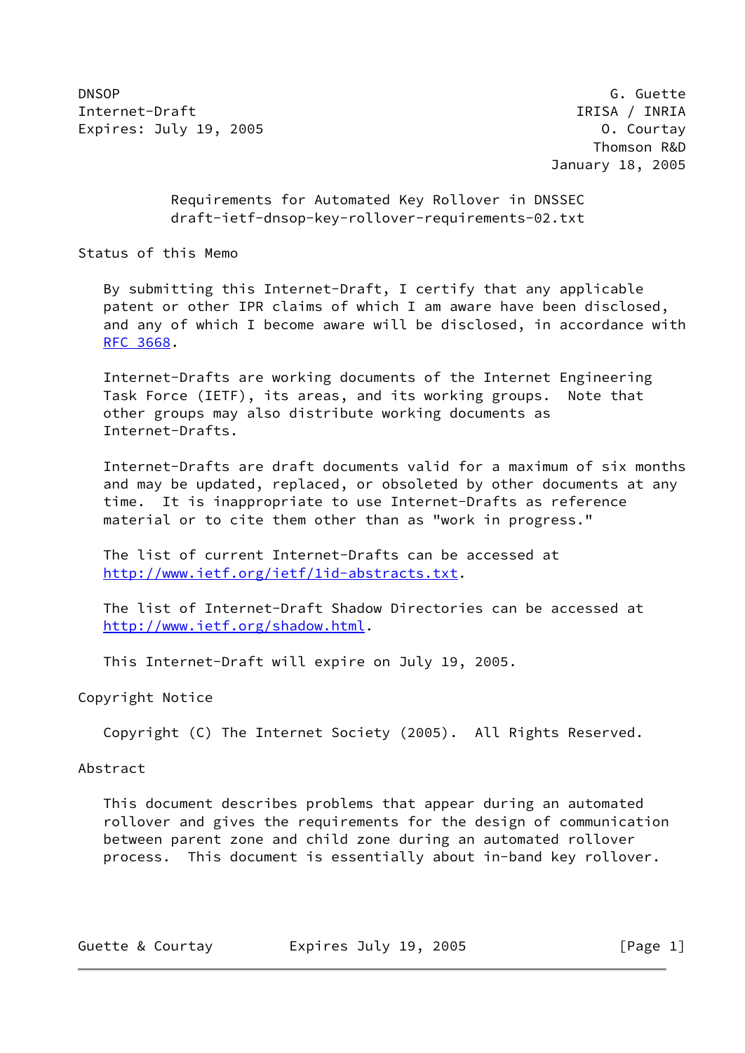DNSOP G. Guette
Internet-Draft IRISA / INRIA
Expires: July 19, 2005 O. Courtay
Thomson R&D
January 18, 2005

# Requirements for Automated Key Rollover in DNSSEC
draft-ietf-dnsop-key-rollover-requirements-02.txt

## Status of this Memo

By submitting this Internet-Draft, I certify that any applicable patent or other IPR claims of which I am aware have been disclosed, and any of which I become aware will be disclosed, in accordance with RFC 3668.

Internet-Drafts are working documents of the Internet Engineering Task Force (IETF), its areas, and its working groups. Note that other groups may also distribute working documents as Internet-Drafts.

Internet-Drafts are draft documents valid for a maximum of six months and may be updated, replaced, or obsoleted by other documents at any time. It is inappropriate to use Internet-Drafts as reference material or to cite them other than as "work in progress."

The list of current Internet-Drafts can be accessed at http://www.ietf.org/ietf/1id-abstracts.txt.

The list of Internet-Draft Shadow Directories can be accessed at http://www.ietf.org/shadow.html.

This Internet-Draft will expire on July 19, 2005.

## Copyright Notice

Copyright (C) The Internet Society (2005). All Rights Reserved.

## Abstract

This document describes problems that appear during an automated rollover and gives the requirements for the design of communication between parent zone and child zone during an automated rollover process. This document is essentially about in-band key rollover.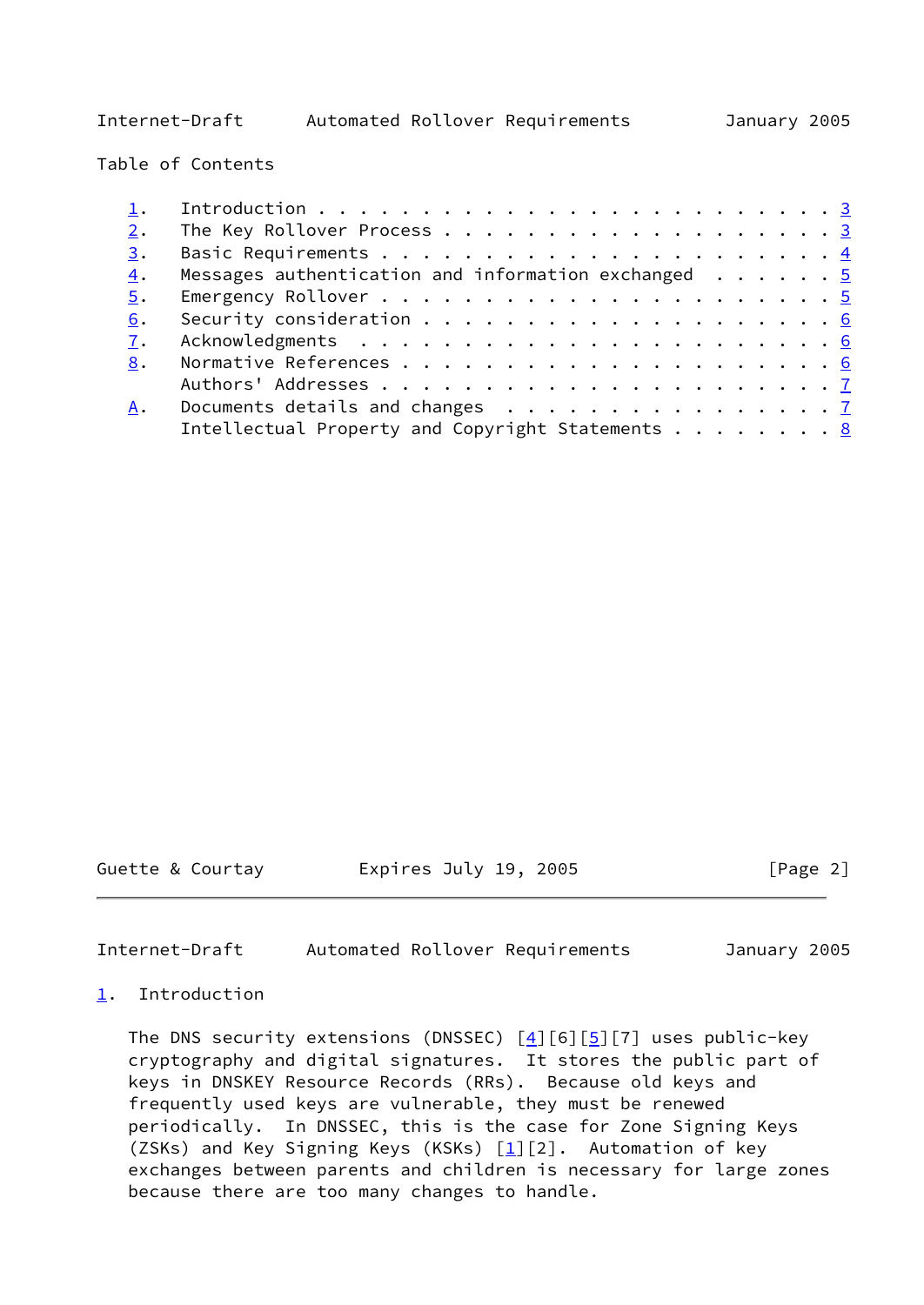Table of Contents

1. Introduction . . . . . . . . . . . . . . . . . . . . . . . . . 3
2. The Key Rollover Process . . . . . . . . . . . . . . . . . . . 3
3. Basic Requirements . . . . . . . . . . . . . . . . . . . . . . 4
4. Messages authentication and information exchanged . . . . . . 5
5. Emergency Rollover . . . . . . . . . . . . . . . . . . . . . . 5
6. Security consideration . . . . . . . . . . . . . . . . . . . . 6
7. Acknowledgments . . . . . . . . . . . . . . . . . . . . . . . 6
8. Normative References . . . . . . . . . . . . . . . . . . . . . 6
   Authors' Addresses . . . . . . . . . . . . . . . . . . . . . . 7
A. Documents details and changes . . . . . . . . . . . . . . . . 7
   Intellectual Property and Copyright Statements . . . . . . . . 8

# 1. Introduction

The DNS security extensions (DNSSEC) [4][6][5][7] uses public-key cryptography and digital signatures. It stores the public part of keys in DNSKEY Resource Records (RRs). Because old keys and frequently used keys are vulnerable, they must be renewed periodically. In DNSSEC, this is the case for Zone Signing Keys (ZSKs) and Key Signing Keys (KSKs) [1][2]. Automation of key exchanges between parents and children is necessary for large zones because there are too many changes to handle.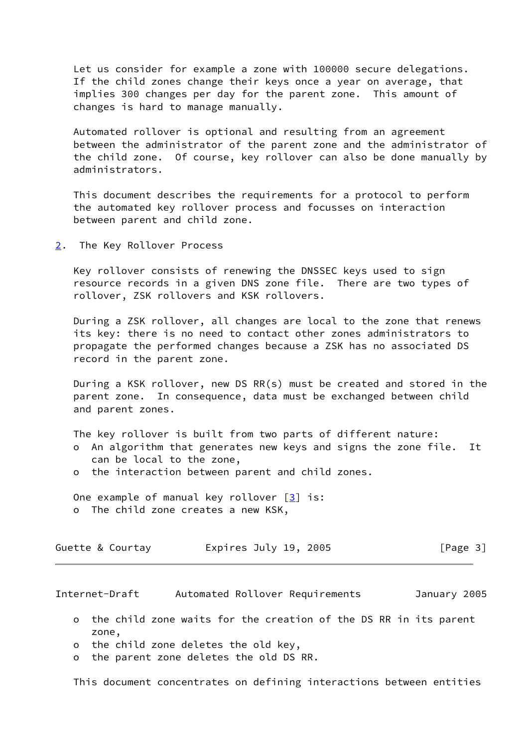Let us consider for example a zone with 100000 secure delegations. If the child zones change their keys once a year on average, that implies 300 changes per day for the parent zone. This amount of changes is hard to manage manually.

Automated rollover is optional and resulting from an agreement between the administrator of the parent zone and the administrator of the child zone. Of course, key rollover can also be done manually by administrators.

This document describes the requirements for a protocol to perform the automated key rollover process and focusses on interaction between parent and child zone.

## 2. The Key Rollover Process

Key rollover consists of renewing the DNSSEC keys used to sign resource records in a given DNS zone file. There are two types of rollover, ZSK rollovers and KSK rollovers.

During a ZSK rollover, all changes are local to the zone that renews its key: there is no need to contact other zones administrators to propagate the performed changes because a ZSK has no associated DS record in the parent zone.

During a KSK rollover, new DS RR(s) must be created and stored in the parent zone. In consequence, data must be exchanged between child and parent zones.

The key rollover is built from two parts of different nature:

- An algorithm that generates new keys and signs the zone file. It can be local to the zone,
- the interaction between parent and child zones.

One example of manual key rollover [3] is:

- The child zone creates a new KSK,
- the child zone waits for the creation of the DS RR in its parent zone,
- the child zone deletes the old key,
- the parent zone deletes the old DS RR.

This document concentrates on defining interactions between entities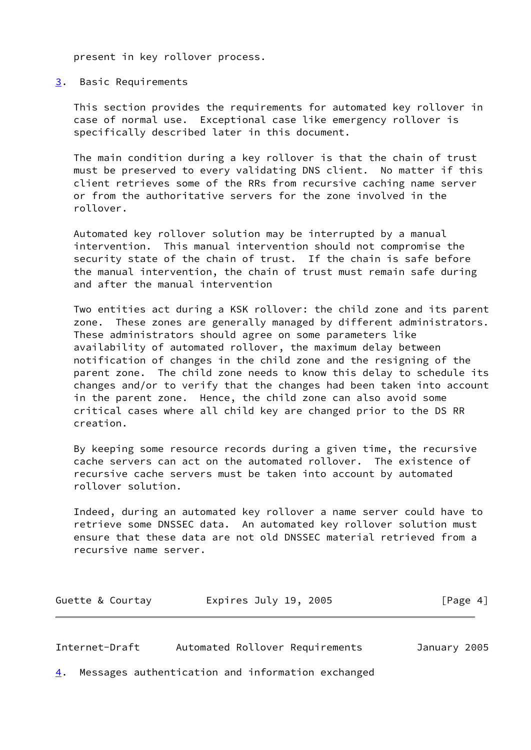present in key rollover process.

## 3. Basic Requirements

This section provides the requirements for automated key rollover in case of normal use. Exceptional case like emergency rollover is specifically described later in this document.

The main condition during a key rollover is that the chain of trust must be preserved to every validating DNS client. No matter if this client retrieves some of the RRs from recursive caching name server or from the authoritative servers for the zone involved in the rollover.

Automated key rollover solution may be interrupted by a manual intervention. This manual intervention should not compromise the security state of the chain of trust. If the chain is safe before the manual intervention, the chain of trust must remain safe during and after the manual intervention

Two entities act during a KSK rollover: the child zone and its parent zone. These zones are generally managed by different administrators. These administrators should agree on some parameters like availability of automated rollover, the maximum delay between notification of changes in the child zone and the resigning of the parent zone. The child zone needs to know this delay to schedule its changes and/or to verify that the changes had been taken into account in the parent zone. Hence, the child zone can also avoid some critical cases where all child key are changed prior to the DS RR creation.

By keeping some resource records during a given time, the recursive cache servers can act on the automated rollover. The existence of recursive cache servers must be taken into account by automated rollover solution.

Indeed, during an automated key rollover a name server could have to retrieve some DNSSEC data. An automated key rollover solution must ensure that these data are not old DNSSEC material retrieved from a recursive name server.

## 4. Messages authentication and information exchanged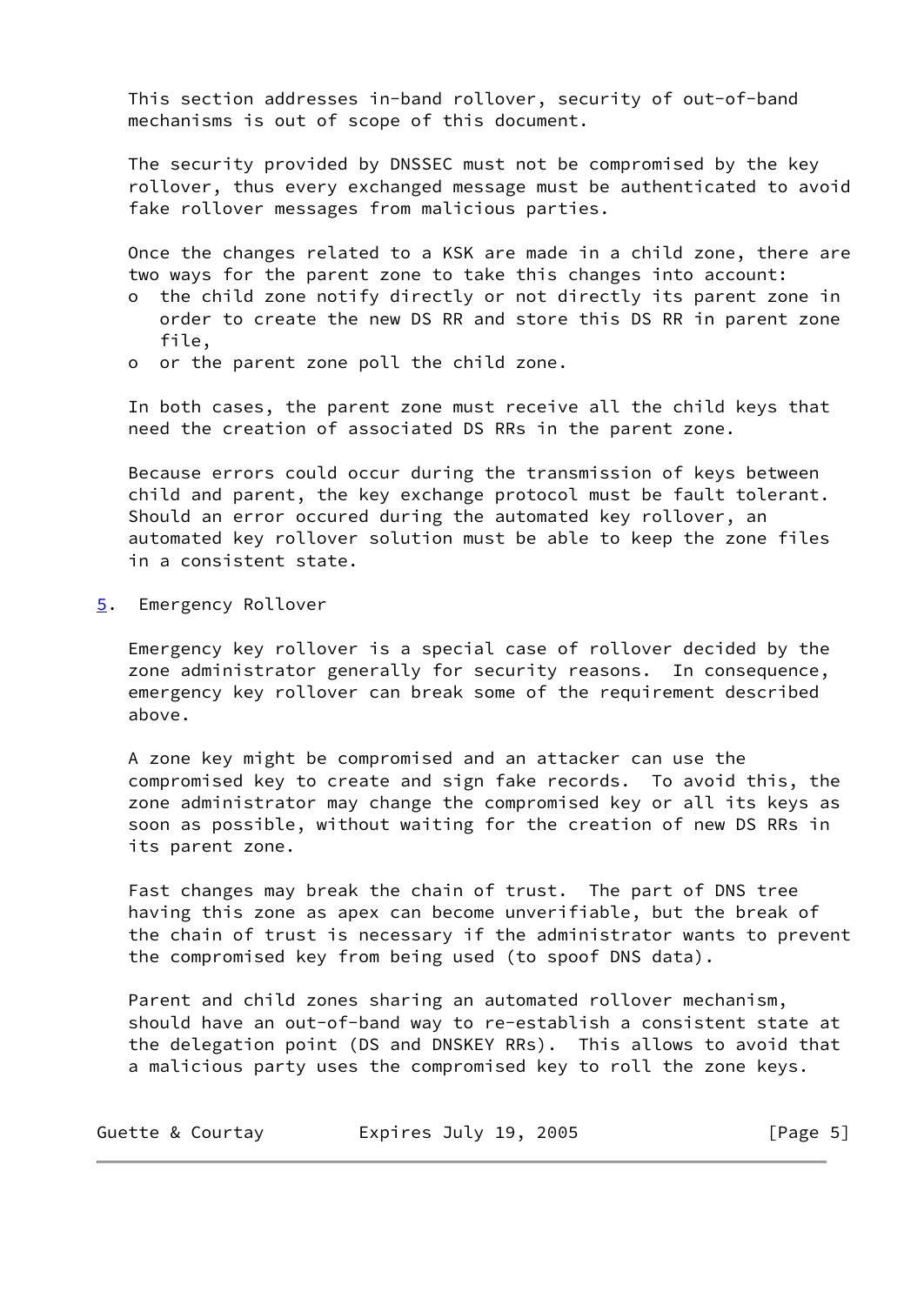This section addresses in-band rollover, security of out-of-band mechanisms is out of scope of this document.

The security provided by DNSSEC must not be compromised by the key rollover, thus every exchanged message must be authenticated to avoid fake rollover messages from malicious parties.

Once the changes related to a KSK are made in a child zone, there are two ways for the parent zone to take this changes into account:

- the child zone notify directly or not directly its parent zone in order to create the new DS RR and store this DS RR in parent zone file,
- or the parent zone poll the child zone.

In both cases, the parent zone must receive all the child keys that need the creation of associated DS RRs in the parent zone.

Because errors could occur during the transmission of keys between child and parent, the key exchange protocol must be fault tolerant. Should an error occured during the automated key rollover, an automated key rollover solution must be able to keep the zone files in a consistent state.

## 5. Emergency Rollover

Emergency key rollover is a special case of rollover decided by the zone administrator generally for security reasons. In consequence, emergency key rollover can break some of the requirement described above.

A zone key might be compromised and an attacker can use the compromised key to create and sign fake records. To avoid this, the zone administrator may change the compromised key or all its keys as soon as possible, without waiting for the creation of new DS RRs in its parent zone.

Fast changes may break the chain of trust. The part of DNS tree having this zone as apex can become unverifiable, but the break of the chain of trust is necessary if the administrator wants to prevent the compromised key from being used (to spoof DNS data).

Parent and child zones sharing an automated rollover mechanism, should have an out-of-band way to re-establish a consistent state at the delegation point (DS and DNSKEY RRs). This allows to avoid that a malicious party uses the compromised key to roll the zone keys.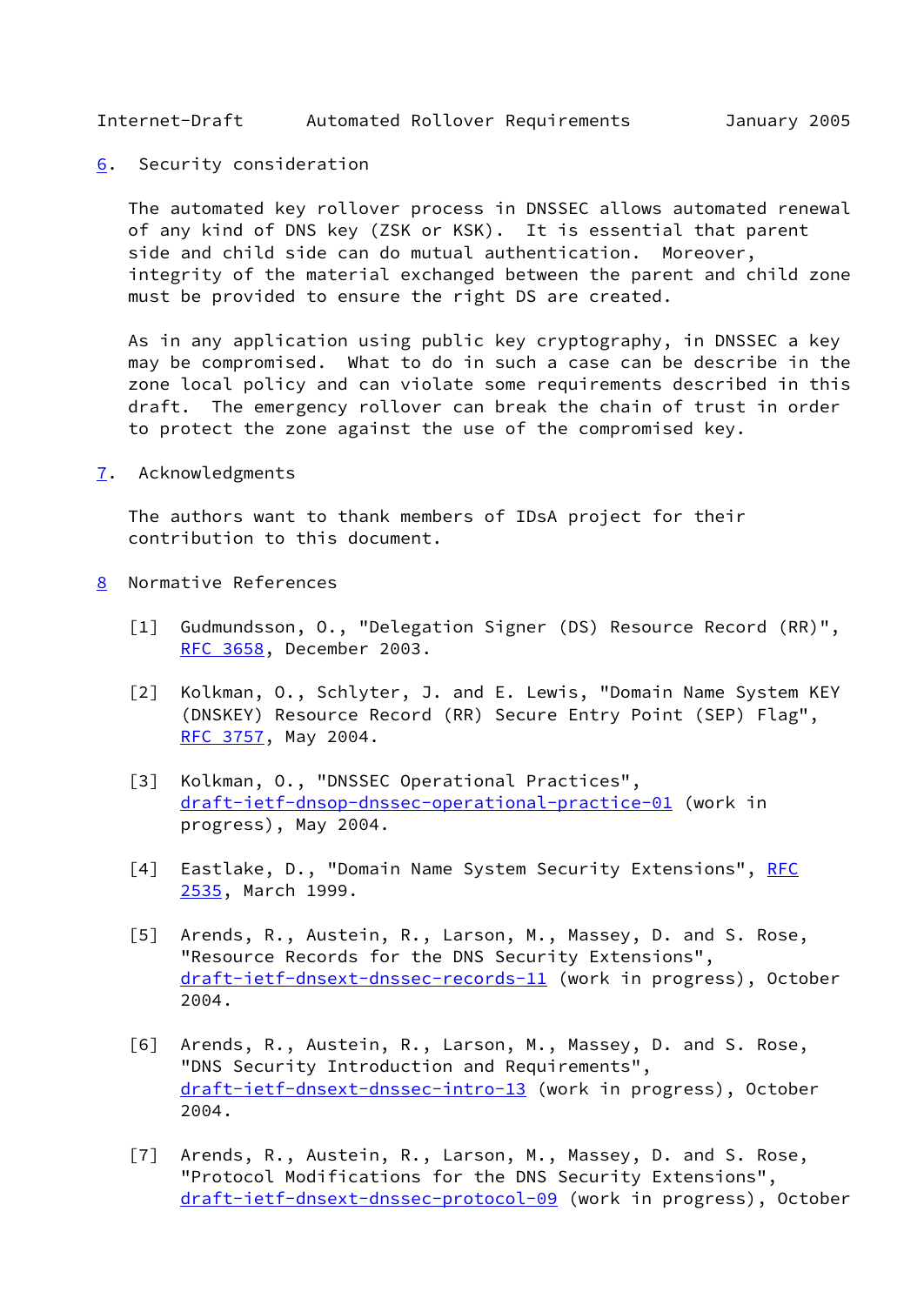## 6. Security consideration

The automated key rollover process in DNSSEC allows automated renewal of any kind of DNS key (ZSK or KSK). It is essential that parent side and child side can do mutual authentication. Moreover, integrity of the material exchanged between the parent and child zone must be provided to ensure the right DS are created.

As in any application using public key cryptography, in DNSSEC a key may be compromised. What to do in such a case can be describe in the zone local policy and can violate some requirements described in this draft. The emergency rollover can break the chain of trust in order to protect the zone against the use of the compromised key.

## 7. Acknowledgments

The authors want to thank members of IDsA project for their contribution to this document.

## 8 Normative References

[1] Gudmundsson, O., "Delegation Signer (DS) Resource Record (RR)", RFC 3658, December 2003.

[2] Kolkman, O., Schlyter, J. and E. Lewis, "Domain Name System KEY (DNSKEY) Resource Record (RR) Secure Entry Point (SEP) Flag", RFC 3757, May 2004.

[3] Kolkman, O., "DNSSEC Operational Practices", draft-ietf-dnsop-dnssec-operational-practice-01 (work in progress), May 2004.

[4] Eastlake, D., "Domain Name System Security Extensions", RFC 2535, March 1999.

[5] Arends, R., Austein, R., Larson, M., Massey, D. and S. Rose, "Resource Records for the DNS Security Extensions", draft-ietf-dnsext-dnssec-records-11 (work in progress), October 2004.

[6] Arends, R., Austein, R., Larson, M., Massey, D. and S. Rose, "DNS Security Introduction and Requirements", draft-ietf-dnsext-dnssec-intro-13 (work in progress), October 2004.

[7] Arends, R., Austein, R., Larson, M., Massey, D. and S. Rose, "Protocol Modifications for the DNS Security Extensions", draft-ietf-dnsext-dnssec-protocol-09 (work in progress), October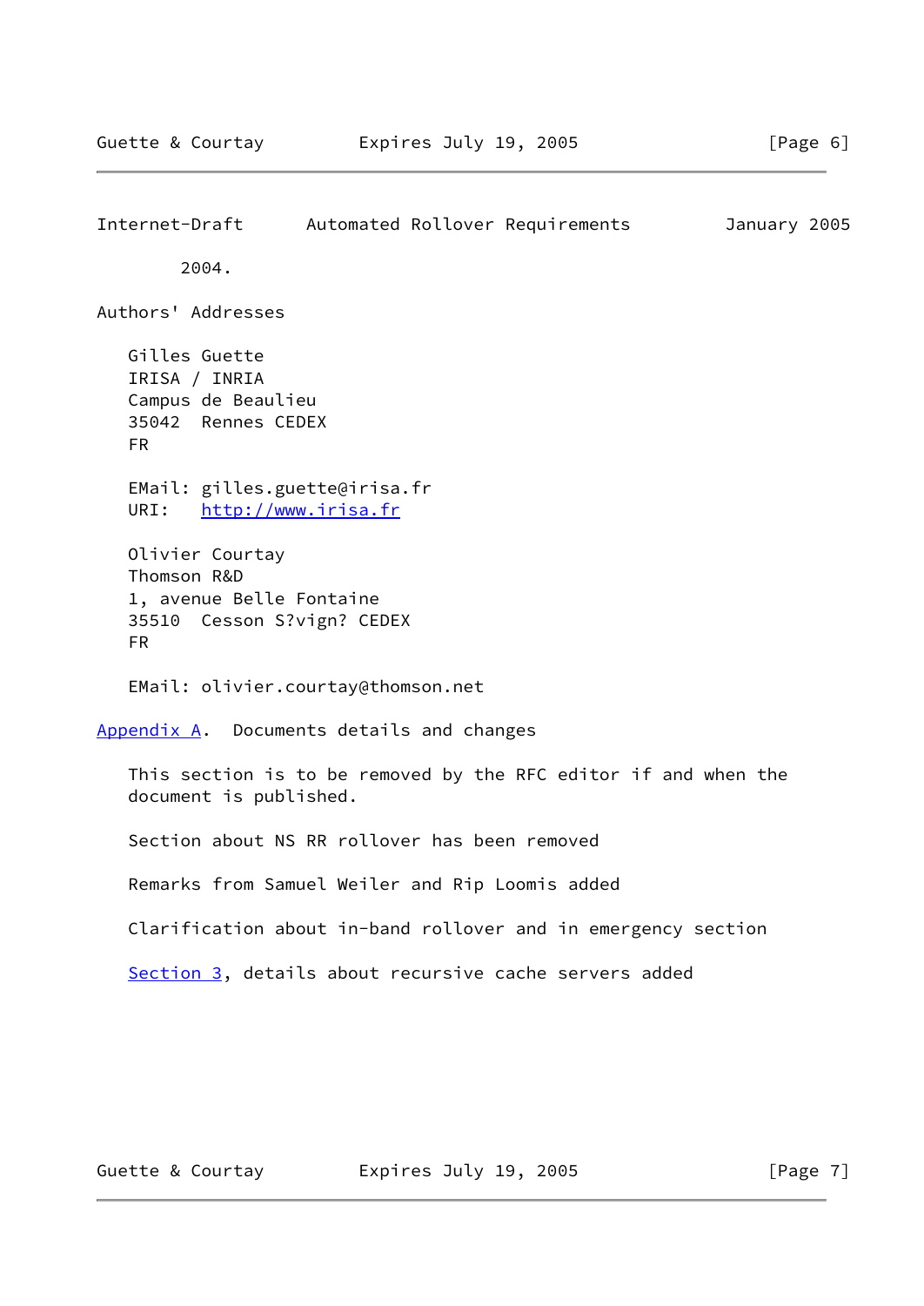2004.

## Authors' Addresses

Gilles Guette
IRISA / INRIA
Campus de Beaulieu
35042 Rennes CEDEX
FR

EMail: gilles.guette@irisa.fr
URI: http://www.irisa.fr

Olivier Courtay
Thomson R&D
1, avenue Belle Fontaine
35510 Cesson S?vign? CEDEX
FR

EMail: olivier.courtay@thomson.net

## Appendix A. Documents details and changes

This section is to be removed by the RFC editor if and when the document is published.

Section about NS RR rollover has been removed

Remarks from Samuel Weiler and Rip Loomis added

Clarification about in-band rollover and in emergency section

Section 3, details about recursive cache servers added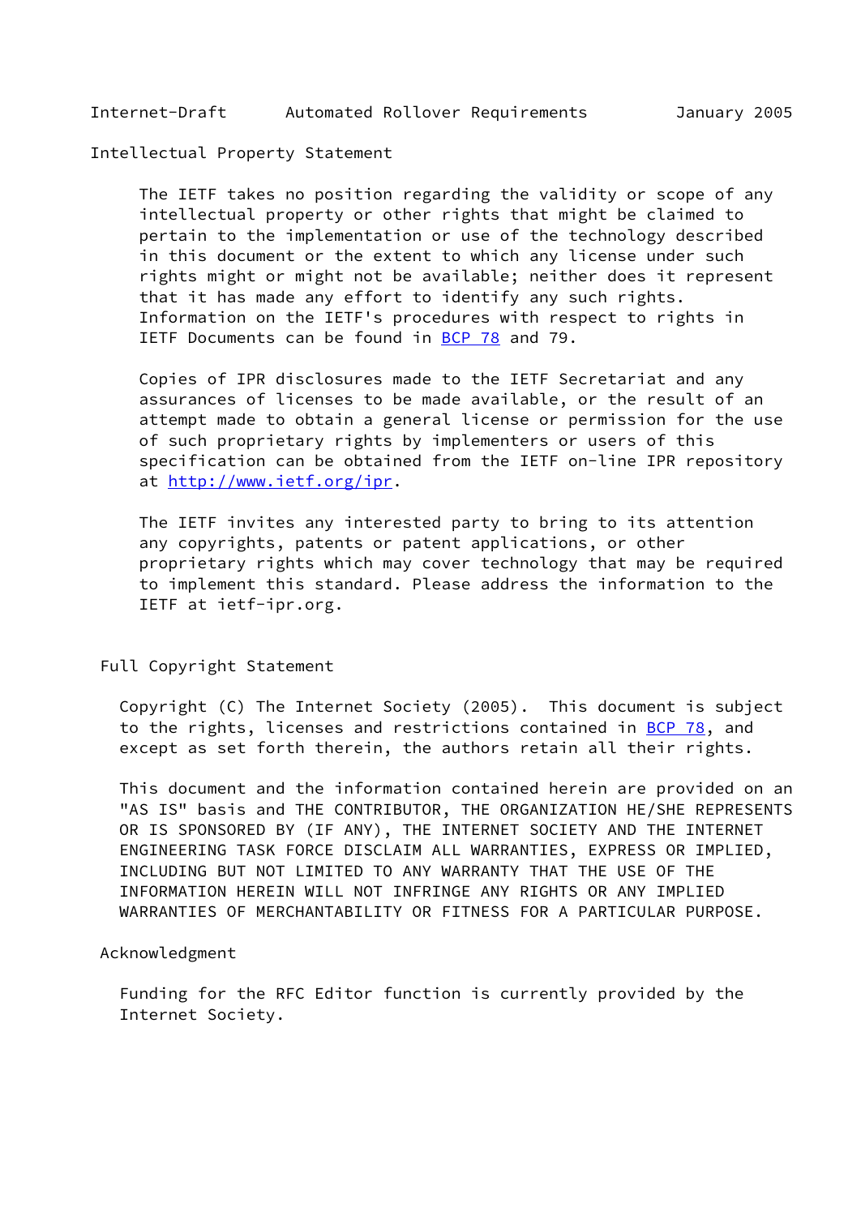## Intellectual Property Statement

The IETF takes no position regarding the validity or scope of any intellectual property or other rights that might be claimed to pertain to the implementation or use of the technology described in this document or the extent to which any license under such rights might or might not be available; neither does it represent that it has made any effort to identify any such rights. Information on the IETF's procedures with respect to rights in IETF Documents can be found in BCP 78 and 79.

Copies of IPR disclosures made to the IETF Secretariat and any assurances of licenses to be made available, or the result of an attempt made to obtain a general license or permission for the use of such proprietary rights by implementers or users of this specification can be obtained from the IETF on-line IPR repository at http://www.ietf.org/ipr.

The IETF invites any interested party to bring to its attention any copyrights, patents or patent applications, or other proprietary rights which may cover technology that may be required to implement this standard. Please address the information to the IETF at ietf-ipr.org.

## Full Copyright Statement

Copyright (C) The Internet Society (2005). This document is subject to the rights, licenses and restrictions contained in BCP 78, and except as set forth therein, the authors retain all their rights.

This document and the information contained herein are provided on an "AS IS" basis and THE CONTRIBUTOR, THE ORGANIZATION HE/SHE REPRESENTS OR IS SPONSORED BY (IF ANY), THE INTERNET SOCIETY AND THE INTERNET ENGINEERING TASK FORCE DISCLAIM ALL WARRANTIES, EXPRESS OR IMPLIED, INCLUDING BUT NOT LIMITED TO ANY WARRANTY THAT THE USE OF THE INFORMATION HEREIN WILL NOT INFRINGE ANY RIGHTS OR ANY IMPLIED WARRANTIES OF MERCHANTABILITY OR FITNESS FOR A PARTICULAR PURPOSE.

## Acknowledgment

Funding for the RFC Editor function is currently provided by the Internet Society.